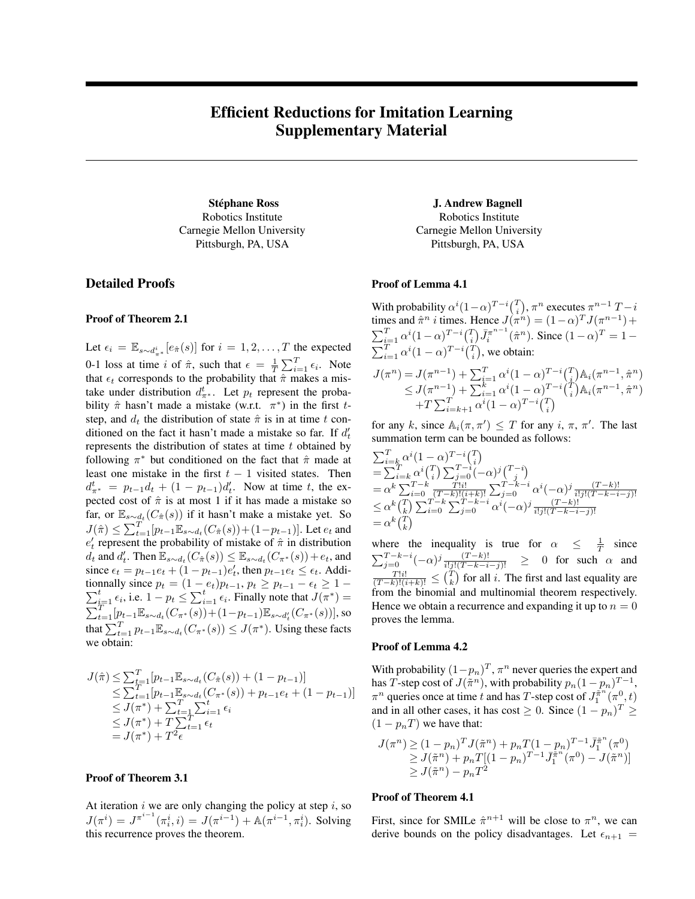# Efficient Reductions for Imitation Learning Supplementary Material

**Stéphane Ross**
Robotics Institute
Carnegie Mellon University
Pittsburgh, PA, USA

**J. Andrew Bagnell**
Robotics Institute
Carnegie Mellon University
Pittsburgh, PA, USA

## Detailed Proofs

### Proof of Theorem 2.1

Let $\epsilon_i = \mathbb{E}_{s \sim d^i_{\pi^*}}[e_{\hat{\pi}}(s)]$ for $i = 1, 2, \ldots, T$ the expected 0-1 loss at time $i$ of $\hat{\pi}$, such that $\epsilon = \frac{1}{T}\sum_{i=1}^T \epsilon_i$. Note that $\epsilon_t$ corresponds to the probability that $\hat{\pi}$ makes a mistake under distribution $d^t_{\pi^*}$. Let $p_t$ represent the probability $\hat{\pi}$ hasn't made a mistake (w.r.t. $\pi^*$) in the first $t$-step, and $d_t$ the distribution of state $\hat{\pi}$ is in at time $t$ conditioned on the fact it hasn't made a mistake so far. If $d'_t$ represents the distribution of states at time $t$ obtained by following $\pi^*$ but conditioned on the fact that $\hat{\pi}$ made at least one mistake in the first $t-1$ visited states. Then $d^t_{\pi^*} = p_{t-1}d_t + (1-p_{t-1})d'_t$. Now at time $t$, the expected cost of $\hat{\pi}$ is at most 1 if it has made a mistake so far, or $\mathbb{E}_{s \sim d_t}(C_{\hat{\pi}}(s))$ if it hasn't make a mistake yet. So $J(\hat{\pi}) \leq \sum_{t=1}^T [p_{t-1}\mathbb{E}_{s \sim d_t}(C_{\hat{\pi}}(s)) + (1-p_{t-1})]$. Let $e_t$ and $e'_t$ represent the probability of mistake of $\hat{\pi}$ in distribution $d_t$ and $d'_t$. Then $\mathbb{E}_{s \sim d_t}(C_{\hat{\pi}}(s)) \leq \mathbb{E}_{s \sim d_t}(C_{\pi^*}(s)) + e_t$, and since $\epsilon_t = p_{t-1}e_t + (1-p_{t-1})e'_t$, then $p_{t-1}e_t \leq \epsilon_t$. Additionnally since $p_t = (1-e_t)p_{t-1}$, $p_t \geq p_{t-1} - \epsilon_t \geq 1 - \sum_{i=1}^t \epsilon_i$, i.e. $1 - p_t \leq \sum_{i=1}^t \epsilon_i$. Finally note that $J(\pi^*) = \sum_{t=1}^T [p_{t-1}\mathbb{E}_{s \sim d_t}(C_{\pi^*}(s)) + (1-p_{t-1})\mathbb{E}_{s \sim d'_t}(C_{\pi^*}(s))]$, so that $\sum_{t=1}^T p_{t-1}\mathbb{E}_{s \sim d_t}(C_{\pi^*}(s)) \leq J(\pi^*)$. Using these facts we obtain:

$$
\begin{aligned}
J(\hat{\pi}) &\leq \textstyle\sum_{t=1}^T [p_{t-1}\mathbb{E}_{s \sim d_t}(C_{\hat{\pi}}(s)) + (1-p_{t-1})] \\
&\leq \textstyle\sum_{t=1}^T [p_{t-1}\mathbb{E}_{s \sim d_t}(C_{\pi^*}(s)) + p_{t-1}e_t + (1-p_{t-1})] \\
&\leq J(\pi^*) + \textstyle\sum_{t=1}^T \sum_{i=1}^t \epsilon_i \\
&\leq J(\pi^*) + T\textstyle\sum_{t=1}^T \epsilon_t \\
&= J(\pi^*) + T^2\epsilon
\end{aligned}
$$

### Proof of Theorem 3.1

At iteration $i$ we are only changing the policy at step $i$, so $J(\pi^i) = J^{\pi^{i-1}}(\pi^i_i, i) = J(\pi^{i-1}) + \mathbb{A}(\pi^{i-1}, \pi^i_i)$. Solving this recurrence proves the theorem.

### Proof of Lemma 4.1

With probability $\alpha^i(1-\alpha)^{T-i}\binom{T}{i}$, $\pi^n$ executes $\pi^{n-1}$ $T-i$ times and $\hat{\pi}^n$ $i$ times. Hence $J(\pi^n) = (1-\alpha)^T J(\pi^{n-1}) + \sum_{i=1}^T \alpha^i(1-\alpha)^{T-i}\binom{T}{i}\bar{J}_i^{\pi^{n-1}}(\hat{\pi}^n)$. Since $(1-\alpha)^T = 1 - \sum_{i=1}^T \alpha^i(1-\alpha)^{T-i}\binom{T}{i}$, we obtain:

$$
\begin{aligned}
J(\pi^n) &= J(\pi^{n-1}) + \textstyle\sum_{i=1}^T \alpha^i(1-\alpha)^{T-i}\binom{T}{i}\mathbb{A}_i(\pi^{n-1}, \hat{\pi}^n) \\
&\leq J(\pi^{n-1}) + \textstyle\sum_{i=1}^k \alpha^i(1-\alpha)^{T-i}\binom{T}{i}\mathbb{A}_i(\pi^{n-1}, \hat{\pi}^n) \\
&\quad + T\textstyle\sum_{i=k+1}^T \alpha^i(1-\alpha)^{T-i}\binom{T}{i}
\end{aligned}
$$

for any $k$, since $\mathbb{A}_i(\pi, \pi') \leq T$ for any $i$, $\pi$, $\pi'$. The last summation term can be bounded as follows:

$$
\begin{aligned}
&\textstyle\sum_{i=k}^T \alpha^i(1-\alpha)^{T-i}\binom{T}{i} \\
&= \textstyle\sum_{i=k}^T \alpha^i\binom{T}{i}\sum_{j=0}^{T-i}(-\alpha)^j\binom{T-i}{j} \\
&= \alpha^k \textstyle\sum_{i=0}^{T-k} \frac{T!i!}{(T-k)!(i+k)!}\sum_{j=0}^{T-k-i}\alpha^i(-\alpha)^j\frac{(T-k)!}{i!j!(T-k-i-j)!} \\
&\leq \alpha^k\binom{T}{k}\textstyle\sum_{i=0}^{T-k}\sum_{j=0}^{T-k-i}\alpha^i(-\alpha)^j\frac{(T-k)!}{i!j!(T-k-i-j)!} \\
&= \alpha^k\binom{T}{k}
\end{aligned}
$$

where the inequality is true for $\alpha \leq \frac{1}{T}$ since $\sum_{j=0}^{T-k-i}(-\alpha)^j\frac{(T-k)!}{i!j!(T-k-i-j)!} \geq 0$ for such $\alpha$ and $\frac{T!i!}{(T-k)!(i+k)!} \leq \binom{T}{k}$ for all $i$. The first and last equality are from the binomial and multinomial theorem respectively. Hence we obtain a recurrence and expanding it up to $n = 0$ proves the lemma.

### Proof of Lemma 4.2

With probability $(1-p_n)^T$, $\pi^n$ never queries the expert and has $T$-step cost of $J(\tilde{\pi}^n)$, with probability $p_n(1-p_n)^{T-1}$, $\pi^n$ queries once at time $t$ and has $T$-step cost of $J_1^{\tilde{\pi}^n}(\pi^0, t)$ and in all other cases, it has cost $\geq 0$. Since $(1-p_n)^T \geq (1-p_nT)$ we have that:

$$
\begin{aligned}
J(\pi^n) &\geq (1-p_n)^T J(\tilde{\pi}^n) + p_nT(1-p_n)^{T-1}\bar{J}_1^{\tilde{\pi}^n}(\pi^0) \\
&\geq J(\tilde{\pi}^n) + p_nT[(1-p_n)^{T-1}\bar{J}_1^{\tilde{\pi}^n}(\pi^0) - J(\tilde{\pi}^n)] \\
&\geq J(\tilde{\pi}^n) - p_nT^2
\end{aligned}
$$

### Proof of Theorem 4.1

First, since for SMILe $\hat{\pi}^{n+1}$ will be close to $\pi^n$, we can derive bounds on the policy disadvantages. Let $\epsilon_{n+1} =$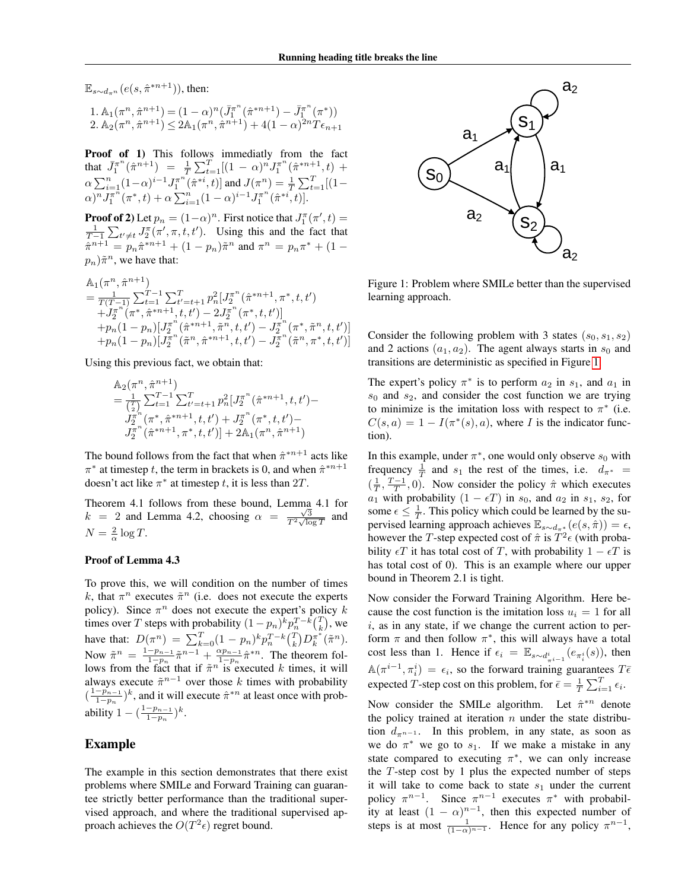$\mathbb{E}_{s\sim d_{\pi^n}}(e(s,\hat{\pi}^{*n+1}))$, then:

1. $\mathbb{A}_1(\pi^n,\hat{\pi}^{n+1}) = (1-\alpha)^n(\bar{J}_1^{\pi^n}(\hat{\pi}^{*n+1}) - \bar{J}_1^{\pi^n}(\pi^*))$
2. $\mathbb{A}_2(\pi^n,\hat{\pi}^{n+1}) \leq 2\mathbb{A}_1(\pi^n,\hat{\pi}^{n+1}) + 4(1-\alpha)^{2n}T\epsilon_{n+1}$

**Proof of 1)** This follows immediatly from the fact that $\bar{J}_1^{\pi^n}(\hat{\pi}^{n+1}) = \frac{1}{T}\sum_{t=1}^T[(1-\alpha)^n J_1^{\pi^n}(\hat{\pi}^{*n+1},t) + \alpha\sum_{i=1}^n(1-\alpha)^{i-1}J_1^{\pi^n}(\hat{\pi}^{*i},t)]$ and $J(\pi^n) = \frac{1}{T}\sum_{t=1}^T[(1-\alpha)^n J_1^{\pi^n}(\pi^*,t) + \alpha\sum_{i=1}^n(1-\alpha)^{i-1}J_1^{\pi^n}(\hat{\pi}^{*i},t)]$.

**Proof of 2)** Let $p_n = (1-\alpha)^n$. First notice that $J_1^\pi(\pi',t) = \frac{1}{T-1}\sum_{t'\neq t} J_2^\pi(\pi',\pi,t,t')$. Using this and the fact that $\hat{\pi}^{n+1} = p_n\hat{\pi}^{*n+1} + (1-p_n)\tilde{\pi}^n$ and $\pi^n = p_n\pi^* + (1-p_n)\tilde{\pi}^n$, we have that:

$$
\begin{aligned}
&\mathbb{A}_1(\pi^n,\hat{\pi}^{n+1}) \\
&= \tfrac{1}{T(T-1)}\sum_{t=1}^{T-1}\sum_{t'=t+1}^{T} p_n^2[J_2^{\pi^n}(\hat{\pi}^{*n+1},\pi^*,t,t') \\
&\quad + J_2^{\pi^n}(\pi^*,\hat{\pi}^{*n+1},t,t') - 2J_2^{\pi^n}(\pi^*,t,t')] \\
&\quad + p_n(1-p_n)[J_2^{\pi^n}(\hat{\pi}^{*n+1},\tilde{\pi}^n,t,t') - J_2^{\pi^n}(\pi^*,\tilde{\pi}^n,t,t')] \\
&\quad + p_n(1-p_n)[J_2^{\pi^n}(\tilde{\pi}^n,\hat{\pi}^{*n+1},t,t') - J_2^{\pi^n}(\tilde{\pi}^n,\pi^*,t,t')]
\end{aligned}
$$

Using this previous fact, we obtain that:

$$
\begin{aligned}
&\mathbb{A}_2(\pi^n,\hat{\pi}^{n+1}) \\
&= \tfrac{1}{\binom{T}{2}}\sum_{t=1}^{T-1}\sum_{t'=t+1}^{T} p_n^2[J_2^{\pi^n}(\hat{\pi}^{*n+1},t,t') - \\
&\quad J_2^{\pi^n}(\pi^*,\hat{\pi}^{*n+1},t,t') + J_2^{\pi^n}(\pi^*,t,t') - \\
&\quad J_2^{\pi^n}(\hat{\pi}^{*n+1},\pi^*,t,t')] + 2\mathbb{A}_1(\pi^n,\hat{\pi}^{n+1})
\end{aligned}
$$

The bound follows from the fact that when $\hat{\pi}^{*n+1}$ acts like $\pi^*$ at timestep $t$, the term in brackets is 0, and when $\hat{\pi}^{*n+1}$ doesn't act like $\pi^*$ at timestep $t$, it is less than $2T$.

Theorem 4.1 follows from these bound, Lemma 4.1 for $k=2$ and Lemma 4.2, choosing $\alpha = \frac{\sqrt{3}}{T^2\sqrt{\log T}}$ and $N = \frac{2}{\alpha}\log T$.

### Proof of Lemma 4.3

To prove this, we will condition on the number of times $k$, that $\pi^n$ executes $\tilde{\pi}^n$ (i.e. does not execute the experts policy). Since $\pi^n$ does not execute the expert's policy $k$ times over $T$ steps with probability $(1-p_n)^k p_n^{T-k}\binom{T}{k}$, we have that: $D(\pi^n) = \sum_{k=0}^T(1-p_n)^k p_n^{T-k}\binom{T}{k}D_k^{\pi^*}(\tilde{\pi}^n)$. Now $\tilde{\pi}^n = \frac{1-p_{n-1}}{1-p_n}\tilde{\pi}^{n-1} + \frac{\alpha p_{n-1}}{1-p_n}\hat{\pi}^{*n}$. The theorem follows from the fact that if $\tilde{\pi}^n$ is executed $k$ times, it will always execute $\tilde{\pi}^{n-1}$ over those $k$ times with probability $(\frac{1-p_{n-1}}{1-p_n})^k$, and it will execute $\hat{\pi}^{*n}$ at least once with probability $1-(\frac{1-p_{n-1}}{1-p_n})^k$.

## Example

The example in this section demonstrates that there exist problems where SMILe and Forward Training can guarantee strictly better performance than the traditional supervised approach, and where the traditional supervised approach achieves the $O(T^2\epsilon)$ regret bound.

Figure 1: Problem where SMILe better than the supervised learning approach.

Consider the following problem with 3 states $(s_0,s_1,s_2)$ and 2 actions $(a_1,a_2)$. The agent always starts in $s_0$ and transitions are deterministic as specified in Figure 1.

The expert's policy $\pi^*$ is to perform $a_2$ in $s_1$, and $a_1$ in $s_0$ and $s_2$, and consider the cost function we are trying to minimize is the imitation loss with respect to $\pi^*$ (i.e. $C(s,a) = 1 - I(\pi^*(s),a)$, where $I$ is the indicator function).

In this example, under $\pi^*$, one would only observe $s_0$ with frequency $\frac{1}{T}$ and $s_1$ the rest of the times, i.e. $d_{\pi^*} = (\frac{1}{T},\frac{T-1}{T},0)$. Now consider the policy $\hat{\pi}$ which executes $a_1$ with probability $(1-\epsilon T)$ in $s_0$, and $a_2$ in $s_1$, $s_2$, for some $\epsilon \leq \frac{1}{T}$. This policy which could be learned by the supervised learning approach achieves $\mathbb{E}_{s\sim d_{\pi^*}}(e(s,\hat{\pi})) = \epsilon$, however the $T$-step expected cost of $\hat{\pi}$ is $T^2\epsilon$ (with probability $\epsilon T$ it has total cost of $T$, with probability $1-\epsilon T$ is has total cost of 0). This is an example where our upper bound in Theorem 2.1 is tight.

Now consider the Forward Training Algorithm. Here because the cost function is the imitation loss $u_i = 1$ for all $i$, as in any state, if we change the current action to perform $\pi$ and then follow $\pi^*$, this will always have a total cost less than 1. Hence if $\epsilon_i = \mathbb{E}_{s\sim d^i_{\pi^{i-1}}}(e_{\pi_i^i}(s))$, then $\mathbb{A}(\pi^{i-1},\pi_i^i) = \epsilon_i$, so the forward training guarantees $T\bar{\epsilon}$ expected $T$-step cost on this problem, for $\bar{\epsilon} = \frac{1}{T}\sum_{i=1}^T\epsilon_i$.

Now consider the SMILe algorithm. Let $\hat{\pi}^{*n}$ denote the policy trained at iteration $n$ under the state distribution $d_{\pi^{n-1}}$. In this problem, in any state, as soon as we do $\pi^*$ we go to $s_1$. If we make a mistake in any state compared to executing $\pi^*$, we can only increase the $T$-step cost by 1 plus the expected number of steps it will take to come back to state $s_1$ under the current policy $\pi^{n-1}$. Since $\pi^{n-1}$ executes $\pi^*$ with probability at least $(1-\alpha)^{n-1}$, then this expected number of steps is at most $\frac{1}{(1-\alpha)^{n-1}}$. Hence for any policy $\pi^{n-1}$,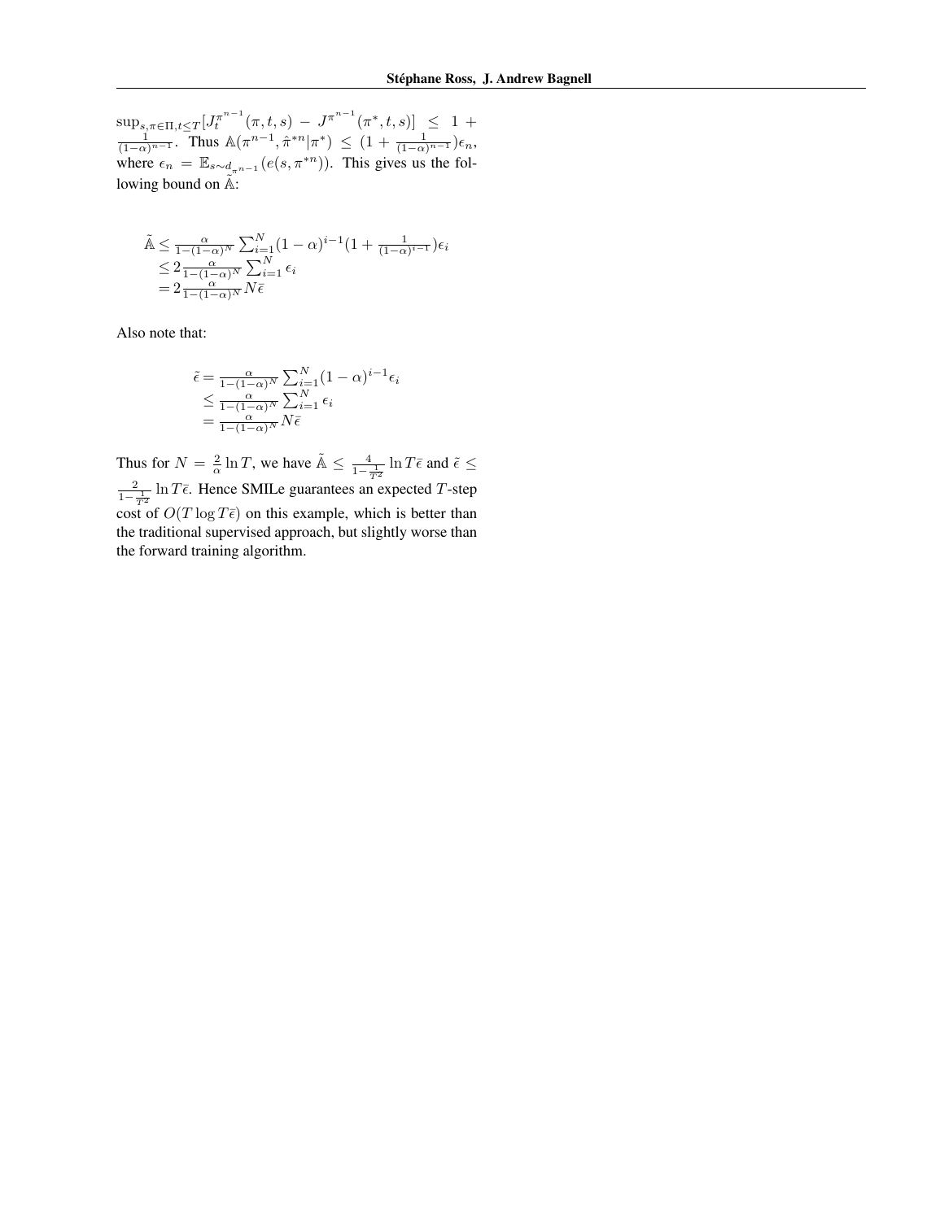$\sup_{s,\pi \in \Pi, t \leq T}[J_t^{\pi^{n-1}}(\pi, t, s) - J^{\pi^{n-1}}(\pi^*, t, s)] \leq 1 + \frac{1}{(1-\alpha)^{n-1}}$. Thus $\mathbb{A}(\pi^{n-1}, \hat{\pi}^{*n}|\pi^*) \leq (1 + \frac{1}{(1-\alpha)^{n-1}})\epsilon_n$, where $\epsilon_n = \mathbb{E}_{s \sim d_{\pi^{n-1}}}(e(s, \pi^{*n}))$. This gives us the following bound on $\tilde{\mathbb{A}}$:

$$
\begin{aligned}
\tilde{\mathbb{A}} &\leq \frac{\alpha}{1-(1-\alpha)^N} \sum_{i=1}^{N} (1-\alpha)^{i-1} (1 + \frac{1}{(1-\alpha)^{i-1}}) \epsilon_i \\
&\leq 2 \frac{\alpha}{1-(1-\alpha)^N} \sum_{i=1}^{N} \epsilon_i \\
&= 2 \frac{\alpha}{1-(1-\alpha)^N} N \bar{\epsilon}
\end{aligned}
$$

Also note that:

$$
\begin{aligned}
\tilde{\epsilon} &= \frac{\alpha}{1-(1-\alpha)^N} \sum_{i=1}^{N} (1-\alpha)^{i-1} \epsilon_i \\
&\leq \frac{\alpha}{1-(1-\alpha)^N} \sum_{i=1}^{N} \epsilon_i \\
&= \frac{\alpha}{1-(1-\alpha)^N} N \bar{\epsilon}
\end{aligned}
$$

Thus for $N = \frac{2}{\alpha} \ln T$, we have $\tilde{\mathbb{A}} \leq \frac{4}{1-\frac{1}{T^2}} \ln T \bar{\epsilon}$ and $\tilde{\epsilon} \leq \frac{2}{1-\frac{1}{T^2}} \ln T \bar{\epsilon}$. Hence SMILe guarantees an expected $T$-step cost of $O(T \log T \bar{\epsilon})$ on this example, which is better than the traditional supervised approach, but slightly worse than the forward training algorithm.